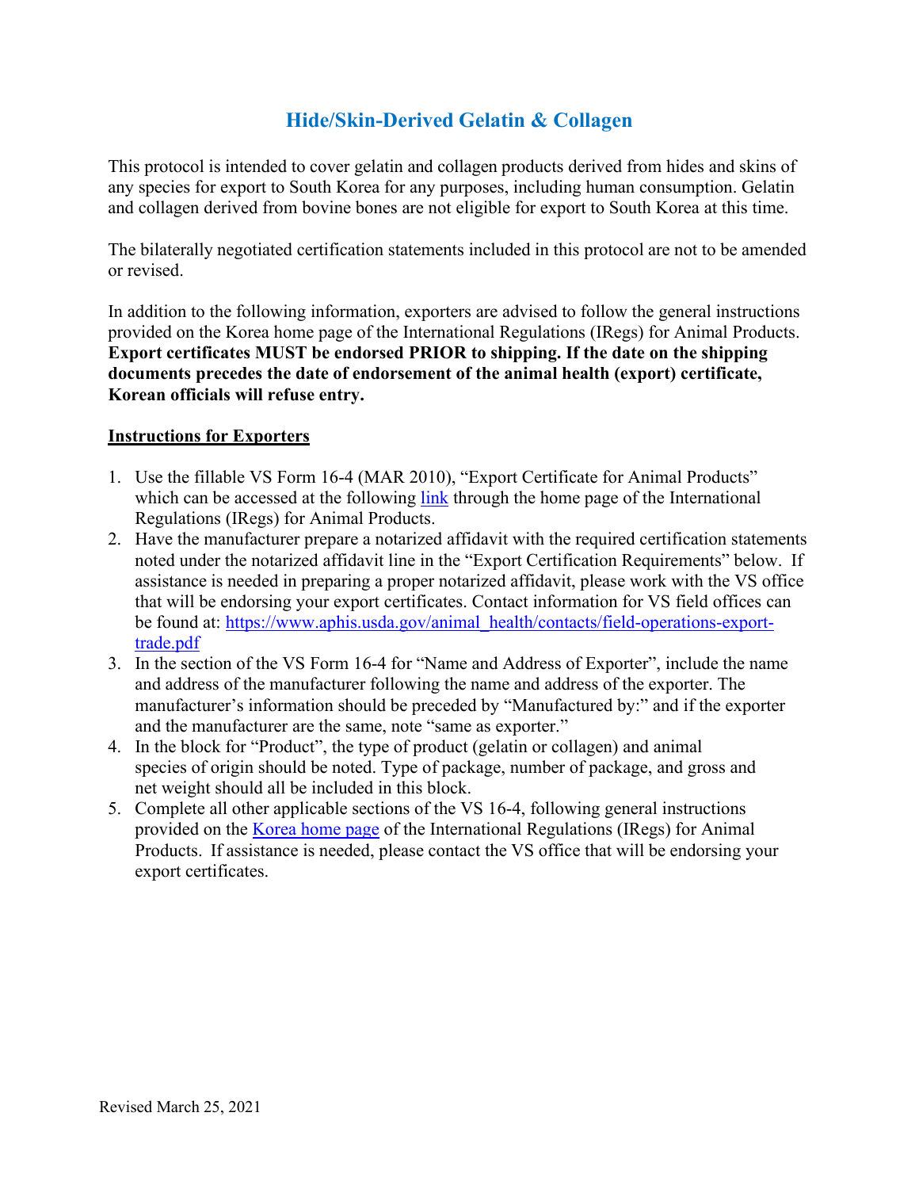# Hide/Skin-Derived Gelatin & Collagen

This protocol is intended to cover gelatin and collagen products derived from hides and skins of any species for export to South Korea for any purposes, including human consumption. Gelatin and collagen derived from bovine bones are not eligible for export to South Korea at this time.

The bilaterally negotiated certification statements included in this protocol are not to be amended or revised.

In addition to the following information, exporters are advised to follow the general instructions provided on the Korea home page of the International Regulations (IRegs) for Animal Products. **Export certificates MUST be endorsed PRIOR to shipping. If the date on the shipping documents precedes the date of endorsement of the animal health (export) certificate, Korean officials will refuse entry.**

## Instructions for Exporters

1. Use the fillable VS Form 16-4 (MAR 2010), "Export Certificate for Animal Products" which can be accessed at the following link through the home page of the International Regulations (IRegs) for Animal Products.
2. Have the manufacturer prepare a notarized affidavit with the required certification statements noted under the notarized affidavit line in the "Export Certification Requirements" below. If assistance is needed in preparing a proper notarized affidavit, please work with the VS office that will be endorsing your export certificates. Contact information for VS field offices can be found at: https://www.aphis.usda.gov/animal_health/contacts/field-operations-export-trade.pdf
3. In the section of the VS Form 16-4 for "Name and Address of Exporter", include the name and address of the manufacturer following the name and address of the exporter. The manufacturer's information should be preceded by "Manufactured by:" and if the exporter and the manufacturer are the same, note "same as exporter."
4. In the block for "Product", the type of product (gelatin or collagen) and animal species of origin should be noted. Type of package, number of package, and gross and net weight should all be included in this block.
5. Complete all other applicable sections of the VS 16-4, following general instructions provided on the Korea home page of the International Regulations (IRegs) for Animal Products. If assistance is needed, please contact the VS office that will be endorsing your export certificates.

Revised March 25, 2021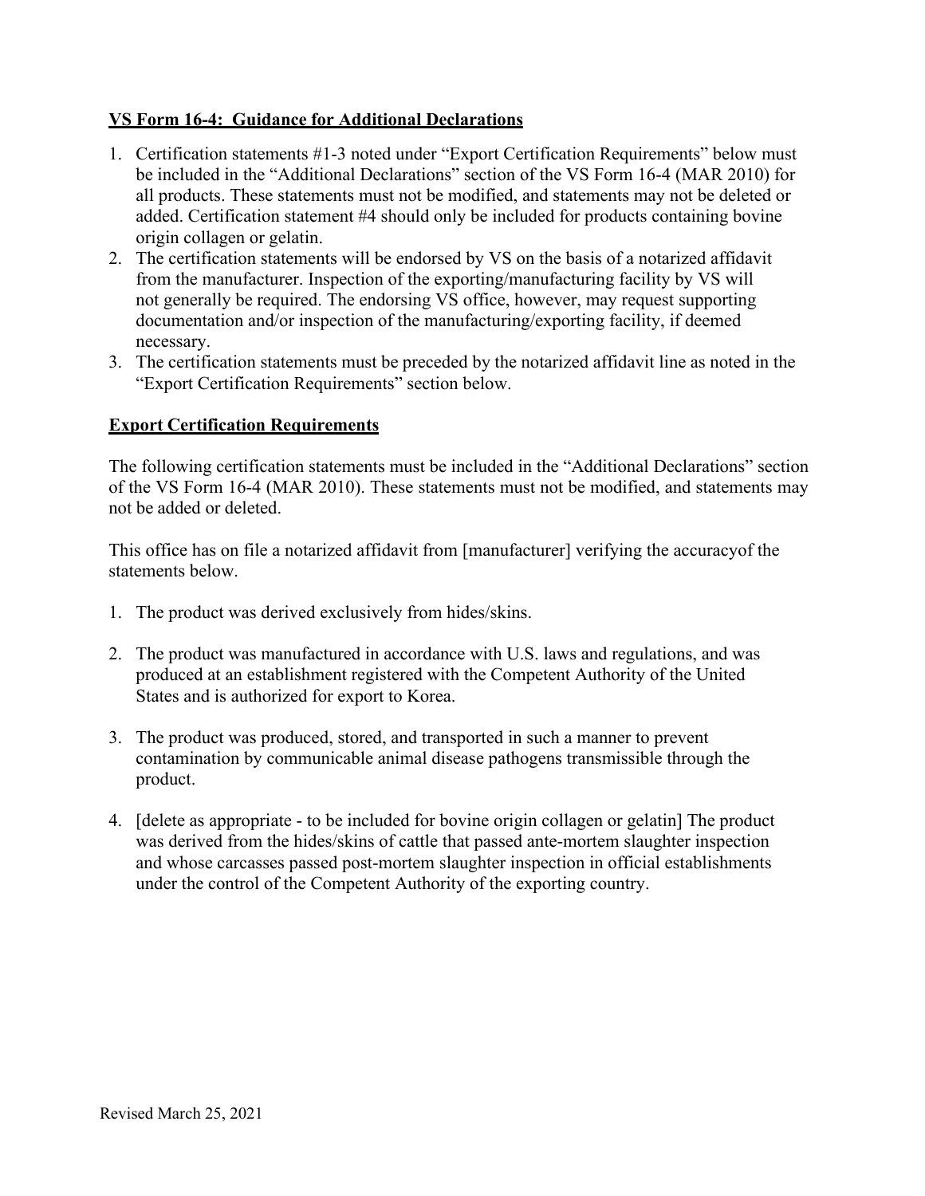## VS Form 16-4: Guidance for Additional Declarations

1. Certification statements #1-3 noted under "Export Certification Requirements" below must be included in the "Additional Declarations" section of the VS Form 16-4 (MAR 2010) for all products. These statements must not be modified, and statements may not be deleted or added. Certification statement #4 should only be included for products containing bovine origin collagen or gelatin.
2. The certification statements will be endorsed by VS on the basis of a notarized affidavit from the manufacturer. Inspection of the exporting/manufacturing facility by VS will not generally be required. The endorsing VS office, however, may request supporting documentation and/or inspection of the manufacturing/exporting facility, if deemed necessary.
3. The certification statements must be preceded by the notarized affidavit line as noted in the "Export Certification Requirements" section below.

## Export Certification Requirements

The following certification statements must be included in the "Additional Declarations" section of the VS Form 16-4 (MAR 2010). These statements must not be modified, and statements may not be added or deleted.

This office has on file a notarized affidavit from [manufacturer] verifying the accuracyof the statements below.

1. The product was derived exclusively from hides/skins.

2. The product was manufactured in accordance with U.S. laws and regulations, and was produced at an establishment registered with the Competent Authority of the United States and is authorized for export to Korea.

3. The product was produced, stored, and transported in such a manner to prevent contamination by communicable animal disease pathogens transmissible through the product.

4. [delete as appropriate - to be included for bovine origin collagen or gelatin] The product was derived from the hides/skins of cattle that passed ante-mortem slaughter inspection and whose carcasses passed post-mortem slaughter inspection in official establishments under the control of the Competent Authority of the exporting country.

Revised March 25, 2021